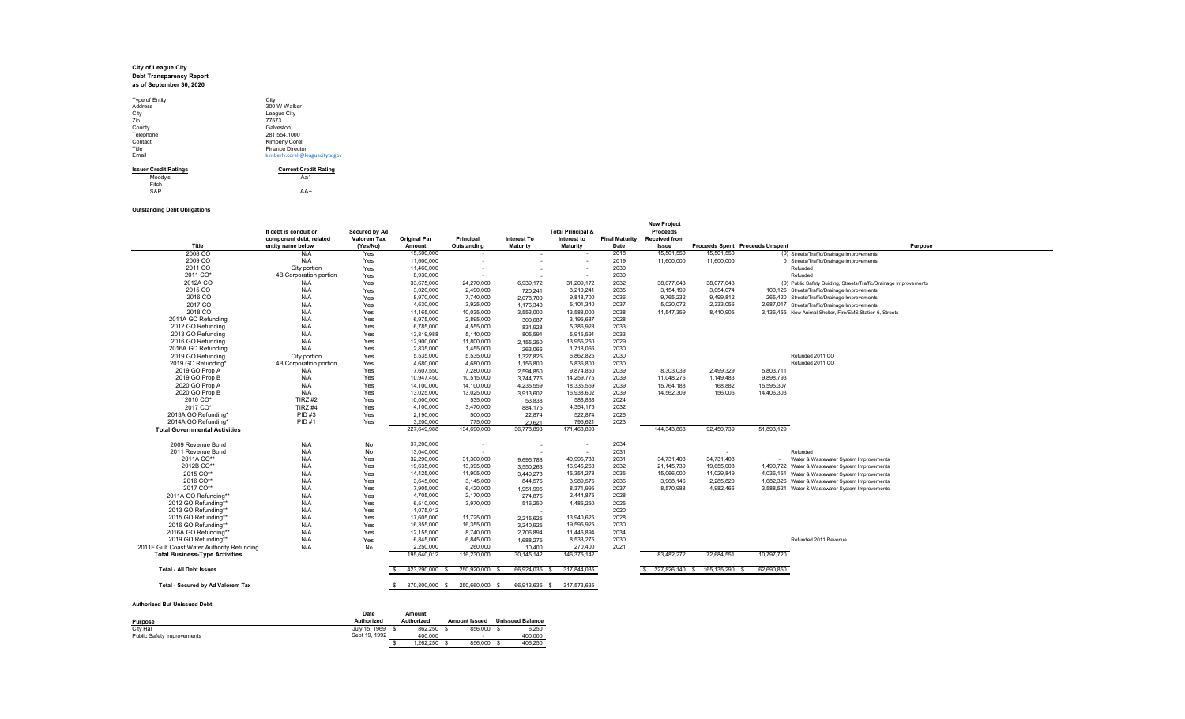**City of League City**
**Debt Transparency Report**
**as of September 30, 2020**

| | |
|---|---|
| Type of Entity | City |
| Address | 300 W Walker |
| City | League City |
| Zip | 77573 |
| County | Galveston |
| Telephone | 281.554.1000 |
| Contact | Kimberly Corell |
| Title | Finance Director |
| Email | kimberly.corell@leaguecitytx.gov |

| Issuer Credit Ratings | Current Credit Rating |
|---|---|
| Moody's | Aa1 |
| Fitch | |
| S&P | AA+ |

**Outstanding Debt Obligations**

| Title | If debt is conduit or component debt, related entity name below | Secured by Ad Valorem Tax (Yes/No) | Original Par Amount | Principal Outstanding | Interest To Maturity | Total Principal & Interest to Maturity | Final Maturity Date | New Project Proceeds Received from Issue | Proceeds Spent | Proceeds Unspent | Purpose |
|---|---|---|---|---|---|---|---|---|---|---|---|
| 2008 CO | N/A | Yes | 15,500,000 | - | - | - | 2018 | 15,501,550 | 15,501,550 | (0) | Streets/Traffic/Drainage Improvements |
| 2009 CO | N/A | Yes | 11,600,000 | - | - | - | 2019 | 11,600,000 | 11,600,000 | 0 | Streets/Traffic/Drainage Improvements |
| 2011 CO | City portion | Yes | 11,460,000 | - | - | - | 2030 | | | | Refunded |
| 2011 CO* | 4B Corporation portion | Yes | 8,930,000 | - | - | - | 2030 | | | | Refunded |
| 2012A CO | N/A | Yes | 33,675,000 | 24,270,000 | 6,939,172 | 31,209,172 | 2032 | 38,077,643 | 38,077,643 | (0) | Public Safety Building, Streets/Traffic/Drainage Improvements |
| 2015 CO | N/A | Yes | 3,020,000 | 2,490,000 | 720,241 | 3,210,241 | 2035 | 3,154,199 | 3,054,074 | 100,125 | Streets/Traffic/Drainage Improvements |
| 2016 CO | N/A | Yes | 8,970,000 | 7,740,000 | 2,078,700 | 9,818,700 | 2036 | 9,765,232 | 9,499,812 | 265,420 | Streets/Traffic/Drainage Improvements |
| 2017 CO | N/A | Yes | 4,630,000 | 3,925,000 | 1,176,340 | 5,101,340 | 2037 | 5,020,072 | 2,333,056 | 2,687,017 | Streets/Traffic/Drainage Improvements |
| 2018 CO | N/A | Yes | 11,165,000 | 10,035,000 | 3,553,000 | 13,588,000 | 2038 | 11,547,359 | 8,410,905 | 3,136,455 | New Animal Shelter, Fire/EMS Station 6, Streets |
| 2011A GO Refunding | N/A | Yes | 6,975,000 | 2,895,000 | 300,687 | 3,195,687 | 2028 | | | | |
| 2012 GO Refunding | N/A | Yes | 6,785,000 | 4,555,000 | 831,928 | 5,386,928 | 2033 | | | | |
| 2013 GO Refunding | N/A | Yes | 13,819,988 | 5,110,000 | 805,591 | 5,915,591 | 2033 | | | | |
| 2016 GO Refunding | N/A | Yes | 12,900,000 | 11,800,000 | 2,155,250 | 13,955,250 | 2029 | | | | |
| 2016A GO Refunding | N/A | Yes | 2,835,000 | 1,455,000 | 263,066 | 1,718,066 | 2030 | | | | |
| 2019 GO Refunding | City portion | Yes | 5,535,000 | 5,535,000 | 1,327,825 | 6,862,825 | 2030 | | | | Refunded 2011 CO |
| 2019 GO Refunding* | 4B Corporation portion | Yes | 4,680,000 | 4,680,000 | 1,156,800 | 5,836,800 | 2030 | | | | Refunded 2011 CO |
| 2019 GO Prop A | N/A | Yes | 7,607,550 | 7,280,000 | 2,594,850 | 9,874,850 | 2039 | 8,303,039 | 2,499,329 | 5,803,711 | |
| 2019 GO Prop B | N/A | Yes | 10,947,450 | 10,515,000 | 3,744,775 | 14,259,775 | 2039 | 11,048,276 | 1,149,483 | 9,898,793 | |
| 2020 GO Prop A | N/A | Yes | 14,100,000 | 14,100,000 | 4,235,559 | 18,335,559 | 2039 | 15,764,188 | 168,882 | 15,595,307 | |
| 2020 GO Prop B | N/A | Yes | 13,025,000 | 13,025,000 | 3,913,602 | 16,938,602 | 2039 | 14,562,309 | 156,006 | 14,406,303 | |
| 2010 CO* | TIRZ #2 | Yes | 10,000,000 | 535,000 | 53,838 | 588,838 | 2024 | | | | |
| 2017 CO* | TIRZ #4 | Yes | 4,100,000 | 3,470,000 | 884,175 | 4,354,175 | 2032 | | | | |
| 2013A GO Refunding* | PID #3 | Yes | 2,190,000 | 500,000 | 22,874 | 522,874 | 2026 | | | | |
| 2014A GO Refunding* | PID #1 | Yes | 3,200,000 | 775,000 | 20,621 | 795,621 | 2023 | | | | |
| **Total Governmental Activities** | | | 227,649,988 | 134,690,000 | 36,778,893 | 171,468,893 | | 144,343,868 | 92,450,739 | 51,893,129 | |
| | | | | | | | | | | | |
| 2009 Revenue Bond | N/A | No | 37,200,000 | - | - | - | 2034 | | | | |
| 2011 Revenue Bond | N/A | No | 13,040,000 | - | - | - | 2031 | | - | | Refunded |
| 2011A CO** | N/A | Yes | 32,290,000 | 31,300,000 | 9,695,788 | 40,995,788 | 2031 | 34,731,408 | 34,731,408 | - | Water & Wastewater System Improvements |
| 2012B CO** | N/A | Yes | 19,635,000 | 13,395,000 | 3,550,263 | 16,945,263 | 2032 | 21,145,730 | 19,655,008 | 1,490,722 | Water & Wastewater System Improvements |
| 2015 CO** | N/A | Yes | 14,425,000 | 11,905,000 | 3,449,278 | 15,354,278 | 2035 | 15,066,000 | 11,029,849 | 4,036,151 | Water & Wastewater System Improvements |
| 2016 CO** | N/A | Yes | 3,645,000 | 3,145,000 | 844,575 | 3,989,575 | 2036 | 3,968,146 | 2,285,820 | 1,682,326 | Water & Wastewater System Improvements |
| 2017 CO** | N/A | Yes | 7,905,000 | 6,420,000 | 1,951,995 | 8,371,995 | 2037 | 8,570,988 | 4,982,466 | 3,588,521 | Water & Wastewater System Improvements |
| 2011A GO Refunding** | N/A | Yes | 4,705,000 | 2,170,000 | 274,875 | 2,444,875 | 2028 | | | | |
| 2012 GO Refunding** | N/A | Yes | 6,510,000 | 3,970,000 | 516,250 | 4,486,250 | 2025 | | | | |
| 2013 GO Refunding** | N/A | Yes | 1,075,012 | - | - | - | 2020 | | | | |
| 2015 GO Refunding** | N/A | Yes | 17,605,000 | 11,725,000 | 2,215,625 | 13,940,625 | 2028 | | | | |
| 2016 GO Refunding** | N/A | Yes | 16,355,000 | 16,355,000 | 3,240,925 | 19,595,925 | 2030 | | | | |
| 2016A GO Refunding** | N/A | Yes | 12,155,000 | 8,740,000 | 2,706,894 | 11,446,894 | 2034 | | | | |
| 2019 GO Refunding** | N/A | Yes | 6,845,000 | 6,845,000 | 1,688,275 | 8,533,275 | 2030 | | | | Refunded 2011 Revenue |
| 2011F Gulf Coast Water Authority Refunding | N/A | No | 2,250,000 | 260,000 | 10,400 | 270,400 | 2021 | | | | |
| **Total Business-Type Activities** | | | 195,640,012 | 116,230,000 | 30,145,142 | 146,375,142 | | 83,482,272 | 72,684,551 | 10,797,720 | |
| | | | | | | | | | | | |
| **Total - All Debt Issues** | | | $ 423,290,000 | $ 250,920,000 | $ 66,924,035 | $ 317,844,035 | | $ 227,826,140 | $ 165,135,290 | $ 62,690,850 | |
| | | | | | | | | | | | |
| **Total - Secured by Ad Valorem Tax** | | | $ 370,800,000 | $ 250,660,000 | $ 66,913,635 | $ 317,573,635 | | | | | |

**Authorized But Unissued Debt**

| Purpose | Date Authorized | Amount Authorized | Amount Issued | Unissued Balance |
|---|---|---|---|---|
| City Hall | July 15, 1969 | $ 862,250 | $ 856,000 | $ 6,250 |
| Public Safety Improvements | Sept 19, 1992 | 400,000 | - | 400,000 |
| | | $ 1,262,250 | $ 856,000 | $ 406,250 |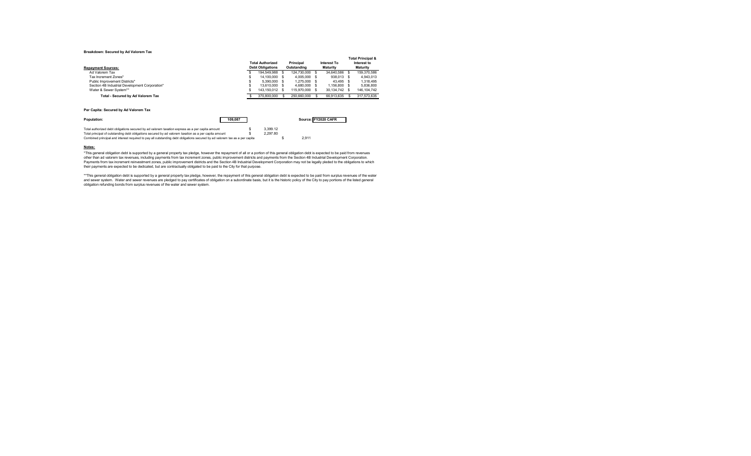**Breakdown: Secured by Ad Valorem Tax**

| Repayment Sources: | Total Authorized Debt Obligations | Principal Outstanding | Interest To Maturity | Total Principal & Interest to Maturity |
|---|---|---|---|---|
| Ad Valorem Tax | $ 194,549,988 | $ 124,730,000 | $ 34,640,586 | $ 159,370,586 |
| Tax Increment Zones* | $ 14,100,000 | $ 4,005,000 | $ 938,013 | $ 4,943,013 |
| Public Improvement Districts* | $ 5,390,000 | $ 1,275,000 | $ 43,495 | $ 1,318,495 |
| Section 4B Industrial Development Corporation* | $ 13,610,000 | $ 4,680,000 | $ 1,156,800 | $ 5,836,800 |
| Water & Sewer System** | $ 143,150,012 | $ 115,970,000 | $ 30,134,742 | $ 146,104,742 |
| **Total - Secured by Ad Valorem Tax** | $ 370,800,000 | $ 250,660,000 | $ 66,913,635 | $ 317,573,635 |

**Per Capita: Secured by Ad Valorem Tax**

**Population:** 109,087 **Source:** FY2020 CAFR

| | |
|---|---|
| Total authorized debt obligations secured by ad valorem taxation express as a per capita amount | $ 3,399.12 |
| Total principal of outstanding debt obligations secured by ad valorem taxation as a per capita amount | $ 2,297.80 |
| Combined principal and interest required to pay all outstanding debt obligations secured by ad valorem tax as a per capita | $ 2,911 |

**Notes:**

*This general obligation debt is supported by a general property tax pledge, however the repayment of all or a portion of this general obligation debt is expected to be paid from revenues other than ad valorem tax revenues, including payments from tax increment zones, public improvement districts and payments from the Section 4B Industrial Development Corporation. Payments from tax increment reinvestment zones, public improvement districts and the Section 4B Industrial Development Corporation may not be legally pledged to the obligations to which their payments are expected to be dedicated, but are contractually obligated to be paid to the City for that purpose.

**This general obligation debt is supported by a general property tax pledge, however, the repayment of this general obligation debt is expected to be paid from surplus revenues of the water and sewer system. Water and sewer revenues are pledged to pay certificates of obligation on a subordinate basis, but it is the historic policy of the City to pay portions of the listed general obligation refunding bonds from surplus revenues of the water and sewer system.